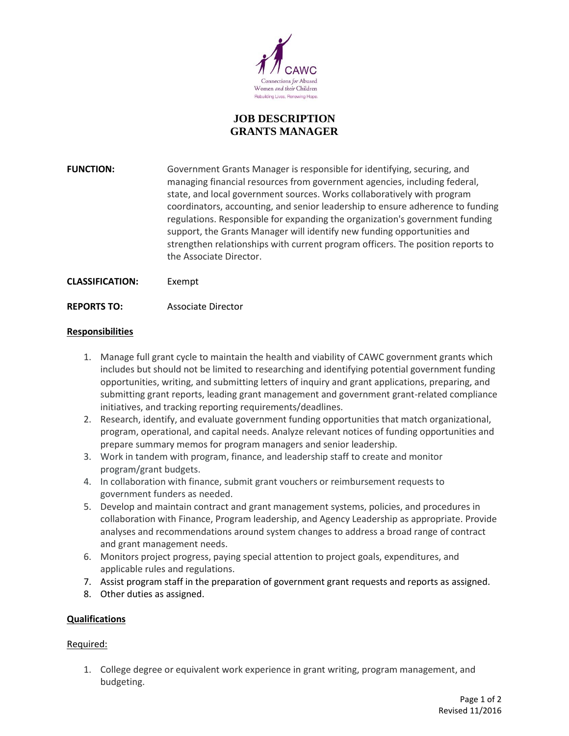CAWC

Connections for Abused Women and their Children

Rebuilding Lives, Renewing Hope.

# JOB DESCRIPTION
# GRANTS MANAGER

**FUNCTION:** Government Grants Manager is responsible for identifying, securing, and managing financial resources from government agencies, including federal, state, and local government sources. Works collaboratively with program coordinators, accounting, and senior leadership to ensure adherence to funding regulations. Responsible for expanding the organization's government funding support, the Grants Manager will identify new funding opportunities and strengthen relationships with current program officers. The position reports to the Associate Director.

**CLASSIFICATION:** Exempt

**REPORTS TO:** Associate Director

## Responsibilities

1. Manage full grant cycle to maintain the health and viability of CAWC government grants which includes but should not be limited to researching and identifying potential government funding opportunities, writing, and submitting letters of inquiry and grant applications, preparing, and submitting grant reports, leading grant management and government grant-related compliance initiatives, and tracking reporting requirements/deadlines.
2. Research, identify, and evaluate government funding opportunities that match organizational, program, operational, and capital needs. Analyze relevant notices of funding opportunities and prepare summary memos for program managers and senior leadership.
3. Work in tandem with program, finance, and leadership staff to create and monitor program/grant budgets.
4. In collaboration with finance, submit grant vouchers or reimbursement requests to government funders as needed.
5. Develop and maintain contract and grant management systems, policies, and procedures in collaboration with Finance, Program leadership, and Agency Leadership as appropriate. Provide analyses and recommendations around system changes to address a broad range of contract and grant management needs.
6. Monitors project progress, paying special attention to project goals, expenditures, and applicable rules and regulations.
7. Assist program staff in the preparation of government grant requests and reports as assigned.
8. Other duties as assigned.

## Qualifications

### Required:

1. College degree or equivalent work experience in grant writing, program management, and budgeting.

Revised 11/2016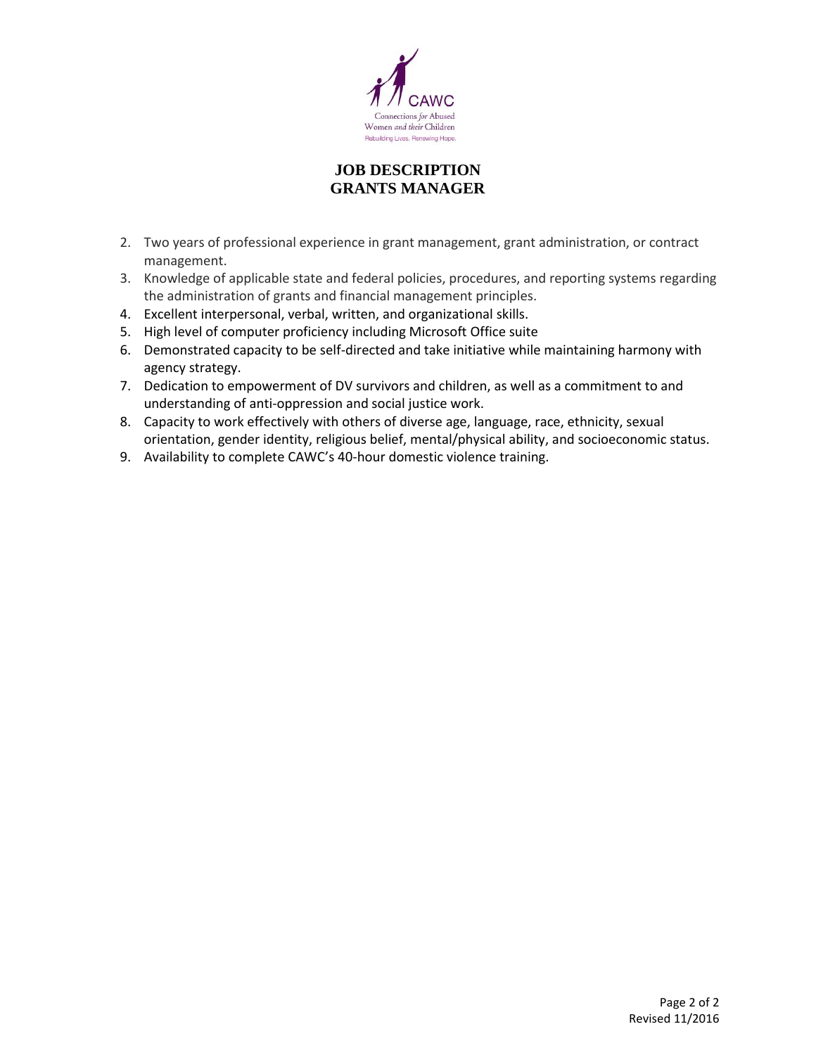# JOB DESCRIPTION
# GRANTS MANAGER

2. Two years of professional experience in grant management, grant administration, or contract management.
3. Knowledge of applicable state and federal policies, procedures, and reporting systems regarding the administration of grants and financial management principles.
4. Excellent interpersonal, verbal, written, and organizational skills.
5. High level of computer proficiency including Microsoft Office suite
6. Demonstrated capacity to be self-directed and take initiative while maintaining harmony with agency strategy.
7. Dedication to empowerment of DV survivors and children, as well as a commitment to and understanding of anti-oppression and social justice work.
8. Capacity to work effectively with others of diverse age, language, race, ethnicity, sexual orientation, gender identity, religious belief, mental/physical ability, and socioeconomic status.
9. Availability to complete CAWC's 40-hour domestic violence training.

Revised 11/2016